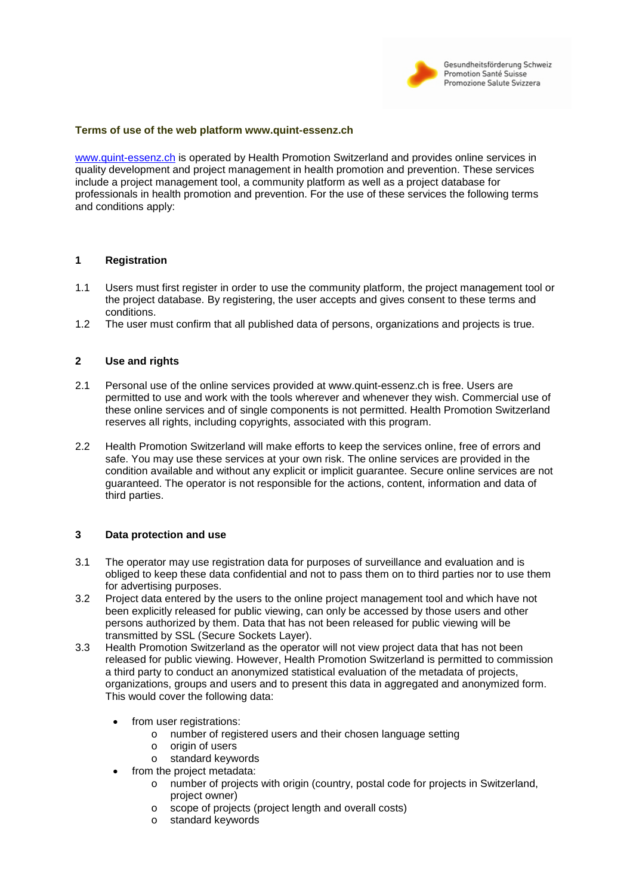Gesundheitsförderung Schweiz
Promotion Santé Suisse
Promozione Salute Svizzera

**Terms of use of the web platform www.quint-essenz.ch**

www.quint-essenz.ch is operated by Health Promotion Switzerland and provides online services in quality development and project management in health promotion and prevention. These services include a project management tool, a community platform as well as a project database for professionals in health promotion and prevention. For the use of these services the following terms and conditions apply:

## 1 Registration

1.1 Users must first register in order to use the community platform, the project management tool or the project database. By registering, the user accepts and gives consent to these terms and conditions.

1.2 The user must confirm that all published data of persons, organizations and projects is true.

## 2 Use and rights

2.1 Personal use of the online services provided at www.quint-essenz.ch is free. Users are permitted to use and work with the tools wherever and whenever they wish. Commercial use of these online services and of single components is not permitted. Health Promotion Switzerland reserves all rights, including copyrights, associated with this program.

2.2 Health Promotion Switzerland will make efforts to keep the services online, free of errors and safe. You may use these services at your own risk. The online services are provided in the condition available and without any explicit or implicit guarantee. Secure online services are not guaranteed. The operator is not responsible for the actions, content, information and data of third parties.

## 3 Data protection and use

3.1 The operator may use registration data for purposes of surveillance and evaluation and is obliged to keep these data confidential and not to pass them on to third parties nor to use them for advertising purposes.

3.2 Project data entered by the users to the online project management tool and which have not been explicitly released for public viewing, can only be accessed by those users and other persons authorized by them. Data that has not been released for public viewing will be transmitted by SSL (Secure Sockets Layer).

3.3 Health Promotion Switzerland as the operator will not view project data that has not been released for public viewing. However, Health Promotion Switzerland is permitted to commission a third party to conduct an anonymized statistical evaluation of the metadata of projects, organizations, groups and users and to present this data in aggregated and anonymized form. This would cover the following data:

- from user registrations:
  - number of registered users and their chosen language setting
  - origin of users
  - standard keywords
- from the project metadata:
  - number of projects with origin (country, postal code for projects in Switzerland, project owner)
  - scope of projects (project length and overall costs)
  - standard keywords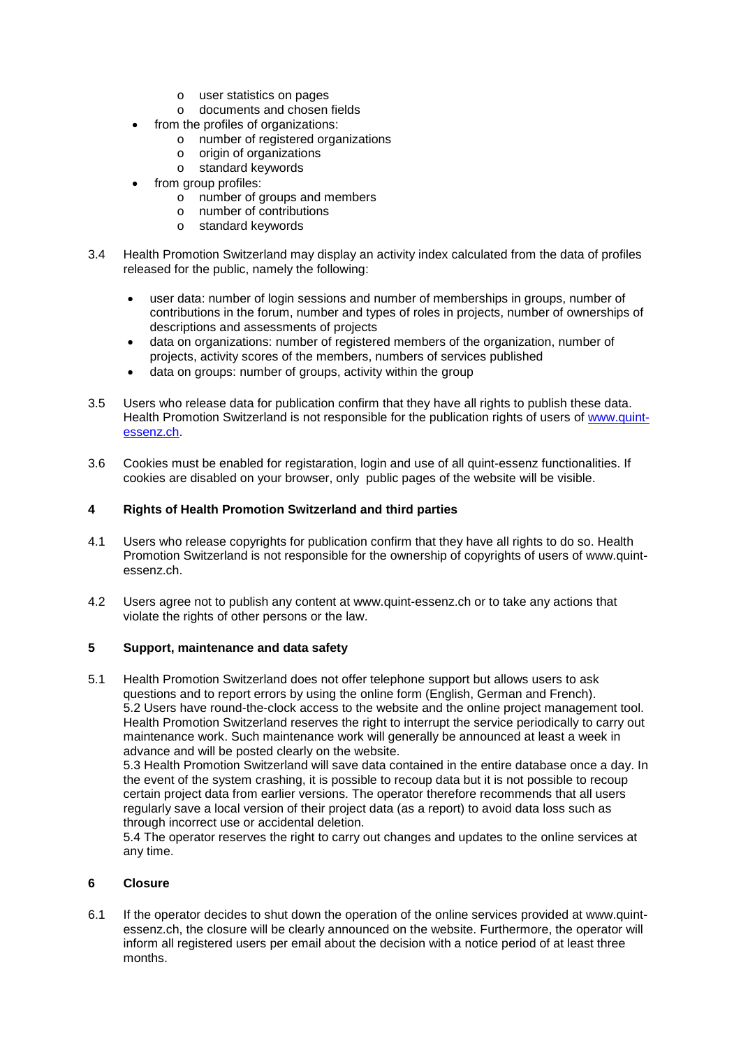- user statistics on pages
  - documents and chosen fields
- from the profiles of organizations:
  - number of registered organizations
  - origin of organizations
  - standard keywords
- from group profiles:
  - number of groups and members
  - number of contributions
  - standard keywords

3.4 Health Promotion Switzerland may display an activity index calculated from the data of profiles released for the public, namely the following:

- user data: number of login sessions and number of memberships in groups, number of contributions in the forum, number and types of roles in projects, number of ownerships of descriptions and assessments of projects
- data on organizations: number of registered members of the organization, number of projects, activity scores of the members, numbers of services published
- data on groups: number of groups, activity within the group

3.5 Users who release data for publication confirm that they have all rights to publish these data. Health Promotion Switzerland is not responsible for the publication rights of users of www.quint-essenz.ch.

3.6 Cookies must be enabled for registaration, login and use of all quint-essenz functionalities. If cookies are disabled on your browser, only public pages of the website will be visible.

## 4 Rights of Health Promotion Switzerland and third parties

4.1 Users who release copyrights for publication confirm that they have all rights to do so. Health Promotion Switzerland is not responsible for the ownership of copyrights of users of www.quint-essenz.ch.

4.2 Users agree not to publish any content at www.quint-essenz.ch or to take any actions that violate the rights of other persons or the law.

## 5 Support, maintenance and data safety

5.1 Health Promotion Switzerland does not offer telephone support but allows users to ask questions and to report errors by using the online form (English, German and French).
5.2 Users have round-the-clock access to the website and the online project management tool. Health Promotion Switzerland reserves the right to interrupt the service periodically to carry out maintenance work. Such maintenance work will generally be announced at least a week in advance and will be posted clearly on the website.
5.3 Health Promotion Switzerland will save data contained in the entire database once a day. In the event of the system crashing, it is possible to recoup data but it is not possible to recoup certain project data from earlier versions. The operator therefore recommends that all users regularly save a local version of their project data (as a report) to avoid data loss such as through incorrect use or accidental deletion.
5.4 The operator reserves the right to carry out changes and updates to the online services at any time.

## 6 Closure

6.1 If the operator decides to shut down the operation of the online services provided at www.quint-essenz.ch, the closure will be clearly announced on the website. Furthermore, the operator will inform all registered users per email about the decision with a notice period of at least three months.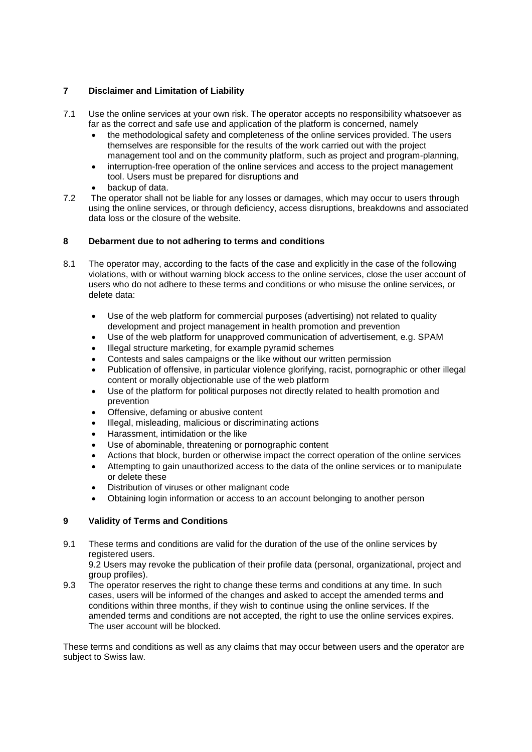## 7 Disclaimer and Limitation of Liability

7.1 Use the online services at your own risk. The operator accepts no responsibility whatsoever as far as the correct and safe use and application of the platform is concerned, namely

- the methodological safety and completeness of the online services provided. The users themselves are responsible for the results of the work carried out with the project management tool and on the community platform, such as project and program-planning,
- interruption-free operation of the online services and access to the project management tool. Users must be prepared for disruptions and
- backup of data.

7.2 The operator shall not be liable for any losses or damages, which may occur to users through using the online services, or through deficiency, access disruptions, breakdowns and associated data loss or the closure of the website.

## 8 Debarment due to not adhering to terms and conditions

8.1 The operator may, according to the facts of the case and explicitly in the case of the following violations, with or without warning block access to the online services, close the user account of users who do not adhere to these terms and conditions or who misuse the online services, or delete data:

- Use of the web platform for commercial purposes (advertising) not related to quality development and project management in health promotion and prevention
- Use of the web platform for unapproved communication of advertisement, e.g. SPAM
- Illegal structure marketing, for example pyramid schemes
- Contests and sales campaigns or the like without our written permission
- Publication of offensive, in particular violence glorifying, racist, pornographic or other illegal content or morally objectionable use of the web platform
- Use of the platform for political purposes not directly related to health promotion and prevention
- Offensive, defaming or abusive content
- Illegal, misleading, malicious or discriminating actions
- Harassment, intimidation or the like
- Use of abominable, threatening or pornographic content
- Actions that block, burden or otherwise impact the correct operation of the online services
- Attempting to gain unauthorized access to the data of the online services or to manipulate or delete these
- Distribution of viruses or other malignant code
- Obtaining login information or access to an account belonging to another person

## 9 Validity of Terms and Conditions

9.1 These terms and conditions are valid for the duration of the use of the online services by registered users.
9.2 Users may revoke the publication of their profile data (personal, organizational, project and group profiles).

9.3 The operator reserves the right to change these terms and conditions at any time. In such cases, users will be informed of the changes and asked to accept the amended terms and conditions within three months, if they wish to continue using the online services. If the amended terms and conditions are not accepted, the right to use the online services expires. The user account will be blocked.

These terms and conditions as well as any claims that may occur between users and the operator are subject to Swiss law.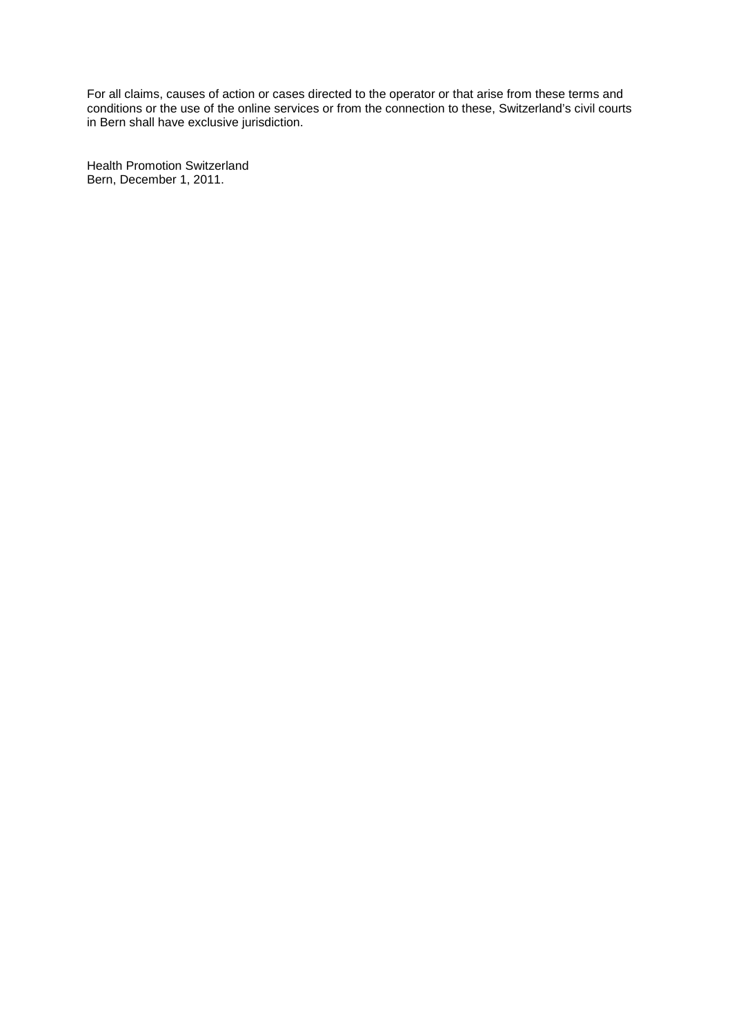For all claims, causes of action or cases directed to the operator or that arise from these terms and conditions or the use of the online services or from the connection to these, Switzerland's civil courts in Bern shall have exclusive jurisdiction.

Health Promotion Switzerland
Bern, December 1, 2011.